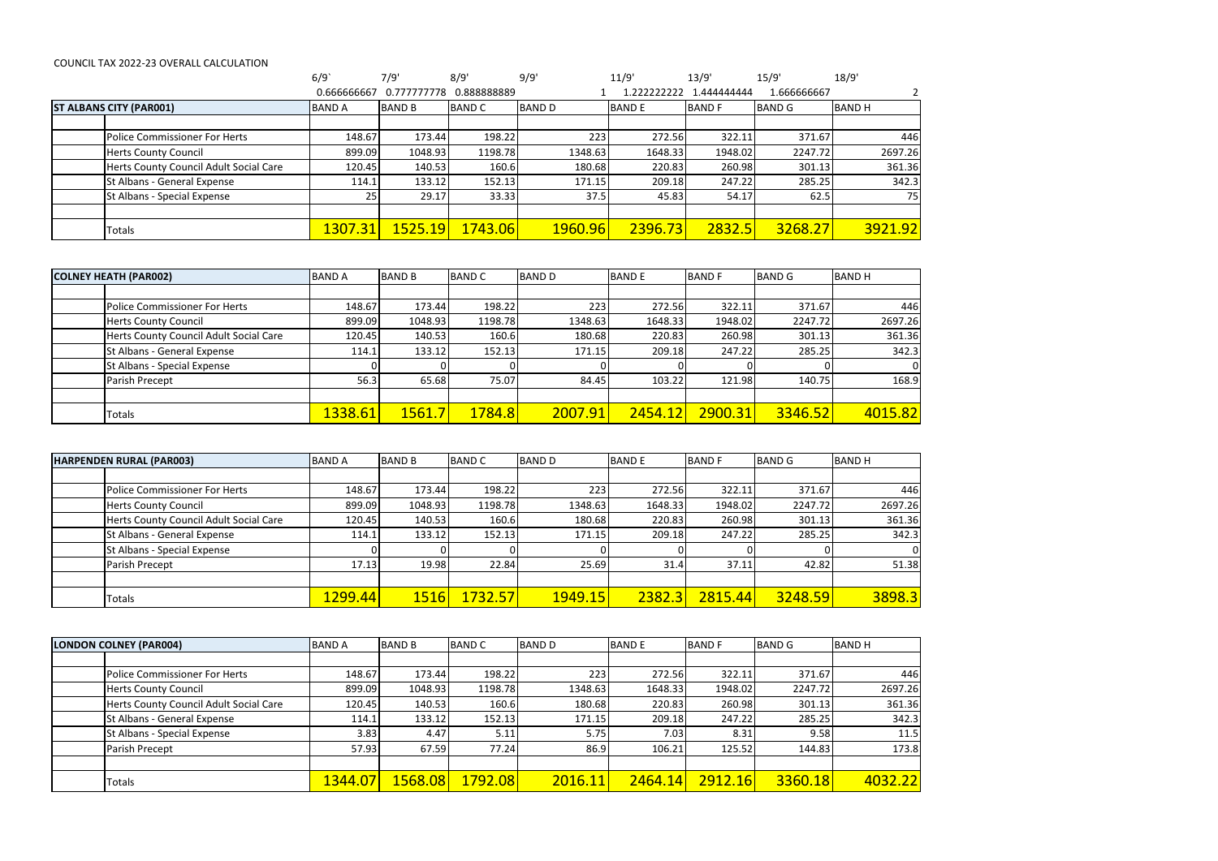COUNCIL TAX 2022-23 OVERALL CALCULATION

| | 6/9` | 7/9' | 8/9' | 9/9' | 11/9' | 13/9' | 15/9' | 18/9' |
|---|---|---|---|---|---|---|---|---|
| | 0.666666667 | 0.777777778 | 0.888888889 | 1 | 1.222222222 | 1.444444444 | 1.666666667 | 2 |
| **ST ALBANS CITY (PAR001)** | BAND A | BAND B | BAND C | BAND D | BAND E | BAND F | BAND G | BAND H |
| | | | | | | | | |
| Police Commissioner For Herts | 148.67 | 173.44 | 198.22 | 223 | 272.56 | 322.11 | 371.67 | 446 |
| Herts County Council | 899.09 | 1048.93 | 1198.78 | 1348.63 | 1648.33 | 1948.02 | 2247.72 | 2697.26 |
| Herts County Council Adult Social Care | 120.45 | 140.53 | 160.6 | 180.68 | 220.83 | 260.98 | 301.13 | 361.36 |
| St Albans - General Expense | 114.1 | 133.12 | 152.13 | 171.15 | 209.18 | 247.22 | 285.25 | 342.3 |
| St Albans - Special Expense | 25 | 29.17 | 33.33 | 37.5 | 45.83 | 54.17 | 62.5 | 75 |
| | | | | | | | | |
| Totals | 1307.31 | 1525.19 | 1743.06 | 1960.96 | 2396.73 | 2832.5 | 3268.27 | 3921.92 |

| **COLNEY HEATH (PAR002)** | BAND A | BAND B | BAND C | BAND D | BAND E | BAND F | BAND G | BAND H |
|---|---|---|---|---|---|---|---|---|
| | | | | | | | | |
| Police Commissioner For Herts | 148.67 | 173.44 | 198.22 | 223 | 272.56 | 322.11 | 371.67 | 446 |
| Herts County Council | 899.09 | 1048.93 | 1198.78 | 1348.63 | 1648.33 | 1948.02 | 2247.72 | 2697.26 |
| Herts County Council Adult Social Care | 120.45 | 140.53 | 160.6 | 180.68 | 220.83 | 260.98 | 301.13 | 361.36 |
| St Albans - General Expense | 114.1 | 133.12 | 152.13 | 171.15 | 209.18 | 247.22 | 285.25 | 342.3 |
| St Albans - Special Expense | 0 | 0 | 0 | 0 | 0 | 0 | 0 | 0 |
| Parish Precept | 56.3 | 65.68 | 75.07 | 84.45 | 103.22 | 121.98 | 140.75 | 168.9 |
| | | | | | | | | |
| Totals | 1338.61 | 1561.7 | 1784.8 | 2007.91 | 2454.12 | 2900.31 | 3346.52 | 4015.82 |

| **HARPENDEN RURAL (PAR003)** | BAND A | BAND B | BAND C | BAND D | BAND E | BAND F | BAND G | BAND H |
|---|---|---|---|---|---|---|---|---|
| | | | | | | | | |
| Police Commissioner For Herts | 148.67 | 173.44 | 198.22 | 223 | 272.56 | 322.11 | 371.67 | 446 |
| Herts County Council | 899.09 | 1048.93 | 1198.78 | 1348.63 | 1648.33 | 1948.02 | 2247.72 | 2697.26 |
| Herts County Council Adult Social Care | 120.45 | 140.53 | 160.6 | 180.68 | 220.83 | 260.98 | 301.13 | 361.36 |
| St Albans - General Expense | 114.1 | 133.12 | 152.13 | 171.15 | 209.18 | 247.22 | 285.25 | 342.3 |
| St Albans - Special Expense | 0 | 0 | 0 | 0 | 0 | 0 | 0 | 0 |
| Parish Precept | 17.13 | 19.98 | 22.84 | 25.69 | 31.4 | 37.11 | 42.82 | 51.38 |
| | | | | | | | | |
| Totals | 1299.44 | 1516 | 1732.57 | 1949.15 | 2382.3 | 2815.44 | 3248.59 | 3898.3 |

| **LONDON COLNEY (PAR004)** | BAND A | BAND B | BAND C | BAND D | BAND E | BAND F | BAND G | BAND H |
|---|---|---|---|---|---|---|---|---|
| | | | | | | | | |
| Police Commissioner For Herts | 148.67 | 173.44 | 198.22 | 223 | 272.56 | 322.11 | 371.67 | 446 |
| Herts County Council | 899.09 | 1048.93 | 1198.78 | 1348.63 | 1648.33 | 1948.02 | 2247.72 | 2697.26 |
| Herts County Council Adult Social Care | 120.45 | 140.53 | 160.6 | 180.68 | 220.83 | 260.98 | 301.13 | 361.36 |
| St Albans - General Expense | 114.1 | 133.12 | 152.13 | 171.15 | 209.18 | 247.22 | 285.25 | 342.3 |
| St Albans - Special Expense | 3.83 | 4.47 | 5.11 | 5.75 | 7.03 | 8.31 | 9.58 | 11.5 |
| Parish Precept | 57.93 | 67.59 | 77.24 | 86.9 | 106.21 | 125.52 | 144.83 | 173.8 |
| | | | | | | | | |
| Totals | 1344.07 | 1568.08 | 1792.08 | 2016.11 | 2464.14 | 2912.16 | 3360.18 | 4032.22 |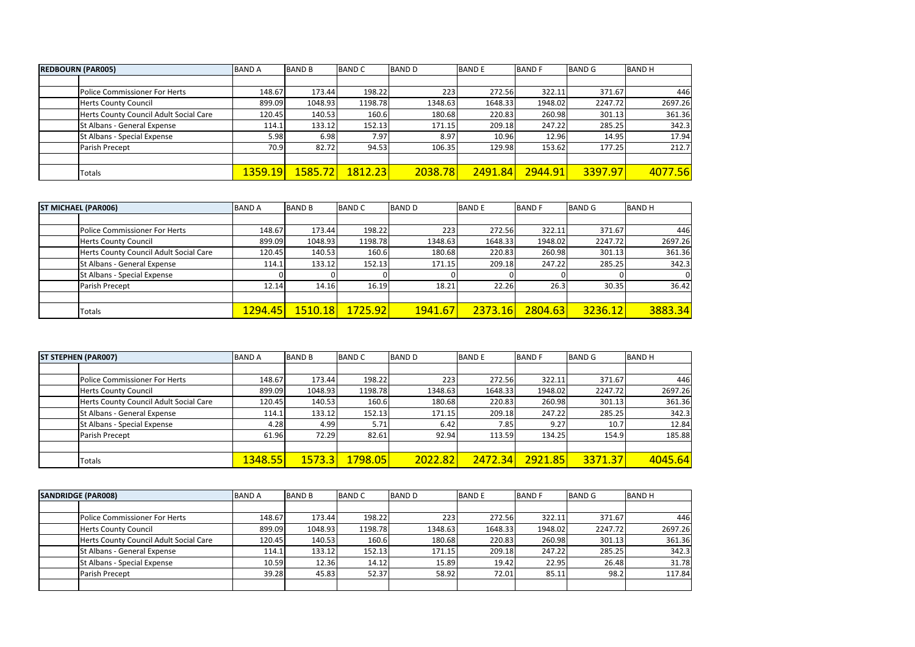| REDBOURN (PAR005) | | BAND A | BAND B | BAND C | BAND D | BAND E | BAND F | BAND G | BAND H |
|---|---|---|---|---|---|---|---|---|---|
| | | | | | | | | | |
| | Police Commissioner For Herts | 148.67 | 173.44 | 198.22 | 223 | 272.56 | 322.11 | 371.67 | 446 |
| | Herts County Council | 899.09 | 1048.93 | 1198.78 | 1348.63 | 1648.33 | 1948.02 | 2247.72 | 2697.26 |
| | Herts County Council Adult Social Care | 120.45 | 140.53 | 160.6 | 180.68 | 220.83 | 260.98 | 301.13 | 361.36 |
| | St Albans - General Expense | 114.1 | 133.12 | 152.13 | 171.15 | 209.18 | 247.22 | 285.25 | 342.3 |
| | St Albans - Special Expense | 5.98 | 6.98 | 7.97 | 8.97 | 10.96 | 12.96 | 14.95 | 17.94 |
| | Parish Precept | 70.9 | 82.72 | 94.53 | 106.35 | 129.98 | 153.62 | 177.25 | 212.7 |
| | | | | | | | | | |
| | Totals | 1359.19 | 1585.72 | 1812.23 | 2038.78 | 2491.84 | 2944.91 | 3397.97 | 4077.56 |

| ST MICHAEL (PAR006) | | BAND A | BAND B | BAND C | BAND D | BAND E | BAND F | BAND G | BAND H |
|---|---|---|---|---|---|---|---|---|---|
| | | | | | | | | | |
| | Police Commissioner For Herts | 148.67 | 173.44 | 198.22 | 223 | 272.56 | 322.11 | 371.67 | 446 |
| | Herts County Council | 899.09 | 1048.93 | 1198.78 | 1348.63 | 1648.33 | 1948.02 | 2247.72 | 2697.26 |
| | Herts County Council Adult Social Care | 120.45 | 140.53 | 160.6 | 180.68 | 220.83 | 260.98 | 301.13 | 361.36 |
| | St Albans - General Expense | 114.1 | 133.12 | 152.13 | 171.15 | 209.18 | 247.22 | 285.25 | 342.3 |
| | St Albans - Special Expense | 0 | 0 | 0 | 0 | 0 | 0 | 0 | 0 |
| | Parish Precept | 12.14 | 14.16 | 16.19 | 18.21 | 22.26 | 26.3 | 30.35 | 36.42 |
| | | | | | | | | | |
| | Totals | 1294.45 | 1510.18 | 1725.92 | 1941.67 | 2373.16 | 2804.63 | 3236.12 | 3883.34 |

| ST STEPHEN (PAR007) | | BAND A | BAND B | BAND C | BAND D | BAND E | BAND F | BAND G | BAND H |
|---|---|---|---|---|---|---|---|---|---|
| | | | | | | | | | |
| | Police Commissioner For Herts | 148.67 | 173.44 | 198.22 | 223 | 272.56 | 322.11 | 371.67 | 446 |
| | Herts County Council | 899.09 | 1048.93 | 1198.78 | 1348.63 | 1648.33 | 1948.02 | 2247.72 | 2697.26 |
| | Herts County Council Adult Social Care | 120.45 | 140.53 | 160.6 | 180.68 | 220.83 | 260.98 | 301.13 | 361.36 |
| | St Albans - General Expense | 114.1 | 133.12 | 152.13 | 171.15 | 209.18 | 247.22 | 285.25 | 342.3 |
| | St Albans - Special Expense | 4.28 | 4.99 | 5.71 | 6.42 | 7.85 | 9.27 | 10.7 | 12.84 |
| | Parish Precept | 61.96 | 72.29 | 82.61 | 92.94 | 113.59 | 134.25 | 154.9 | 185.88 |
| | | | | | | | | | |
| | Totals | 1348.55 | 1573.3 | 1798.05 | 2022.82 | 2472.34 | 2921.85 | 3371.37 | 4045.64 |

| SANDRIDGE (PAR008) | | BAND A | BAND B | BAND C | BAND D | BAND E | BAND F | BAND G | BAND H |
|---|---|---|---|---|---|---|---|---|---|
| | | | | | | | | | |
| | Police Commissioner For Herts | 148.67 | 173.44 | 198.22 | 223 | 272.56 | 322.11 | 371.67 | 446 |
| | Herts County Council | 899.09 | 1048.93 | 1198.78 | 1348.63 | 1648.33 | 1948.02 | 2247.72 | 2697.26 |
| | Herts County Council Adult Social Care | 120.45 | 140.53 | 160.6 | 180.68 | 220.83 | 260.98 | 301.13 | 361.36 |
| | St Albans - General Expense | 114.1 | 133.12 | 152.13 | 171.15 | 209.18 | 247.22 | 285.25 | 342.3 |
| | St Albans - Special Expense | 10.59 | 12.36 | 14.12 | 15.89 | 19.42 | 22.95 | 26.48 | 31.78 |
| | Parish Precept | 39.28 | 45.83 | 52.37 | 58.92 | 72.01 | 85.11 | 98.2 | 117.84 |
| | | | | | | | | | |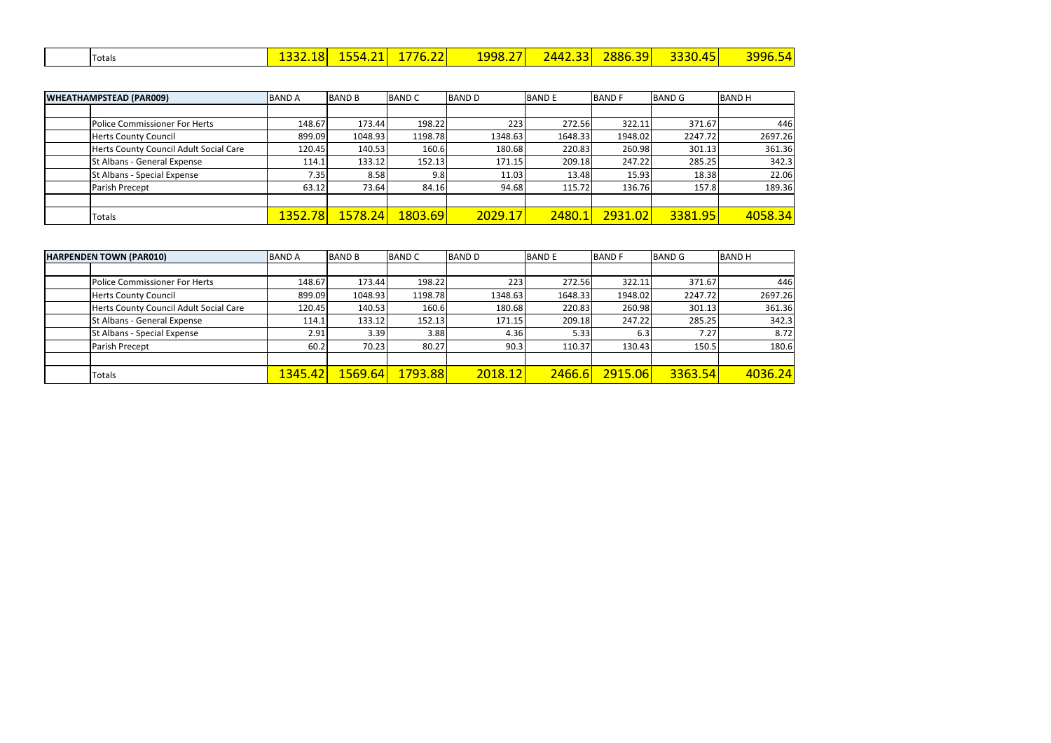| | | | | | | | | | |
|---|---|---|---|---|---|---|---|---|---|
| | Totals | 1332.18 | 1554.21 | 1776.22 | 1998.27 | 2442.33 | 2886.39 | 3330.45 | 3996.54 |

| WHEATHAMPSTEAD (PAR009) | | BAND A | BAND B | BAND C | BAND D | BAND E | BAND F | BAND G | BAND H |
|---|---|---|---|---|---|---|---|---|---|
| | | | | | | | | | |
| | Police Commissioner For Herts | 148.67 | 173.44 | 198.22 | 223 | 272.56 | 322.11 | 371.67 | 446 |
| | Herts County Council | 899.09 | 1048.93 | 1198.78 | 1348.63 | 1648.33 | 1948.02 | 2247.72 | 2697.26 |
| | Herts County Council Adult Social Care | 120.45 | 140.53 | 160.6 | 180.68 | 220.83 | 260.98 | 301.13 | 361.36 |
| | St Albans - General Expense | 114.1 | 133.12 | 152.13 | 171.15 | 209.18 | 247.22 | 285.25 | 342.3 |
| | St Albans - Special Expense | 7.35 | 8.58 | 9.8 | 11.03 | 13.48 | 15.93 | 18.38 | 22.06 |
| | Parish Precept | 63.12 | 73.64 | 84.16 | 94.68 | 115.72 | 136.76 | 157.8 | 189.36 |
| | | | | | | | | | |
| | Totals | 1352.78 | 1578.24 | 1803.69 | 2029.17 | 2480.1 | 2931.02 | 3381.95 | 4058.34 |

| HARPENDEN TOWN (PAR010) | | BAND A | BAND B | BAND C | BAND D | BAND E | BAND F | BAND G | BAND H |
|---|---|---|---|---|---|---|---|---|---|
| | | | | | | | | | |
| | Police Commissioner For Herts | 148.67 | 173.44 | 198.22 | 223 | 272.56 | 322.11 | 371.67 | 446 |
| | Herts County Council | 899.09 | 1048.93 | 1198.78 | 1348.63 | 1648.33 | 1948.02 | 2247.72 | 2697.26 |
| | Herts County Council Adult Social Care | 120.45 | 140.53 | 160.6 | 180.68 | 220.83 | 260.98 | 301.13 | 361.36 |
| | St Albans - General Expense | 114.1 | 133.12 | 152.13 | 171.15 | 209.18 | 247.22 | 285.25 | 342.3 |
| | St Albans - Special Expense | 2.91 | 3.39 | 3.88 | 4.36 | 5.33 | 6.3 | 7.27 | 8.72 |
| | Parish Precept | 60.2 | 70.23 | 80.27 | 90.3 | 110.37 | 130.43 | 150.5 | 180.6 |
| | | | | | | | | | |
| | Totals | 1345.42 | 1569.64 | 1793.88 | 2018.12 | 2466.6 | 2915.06 | 3363.54 | 4036.24 |